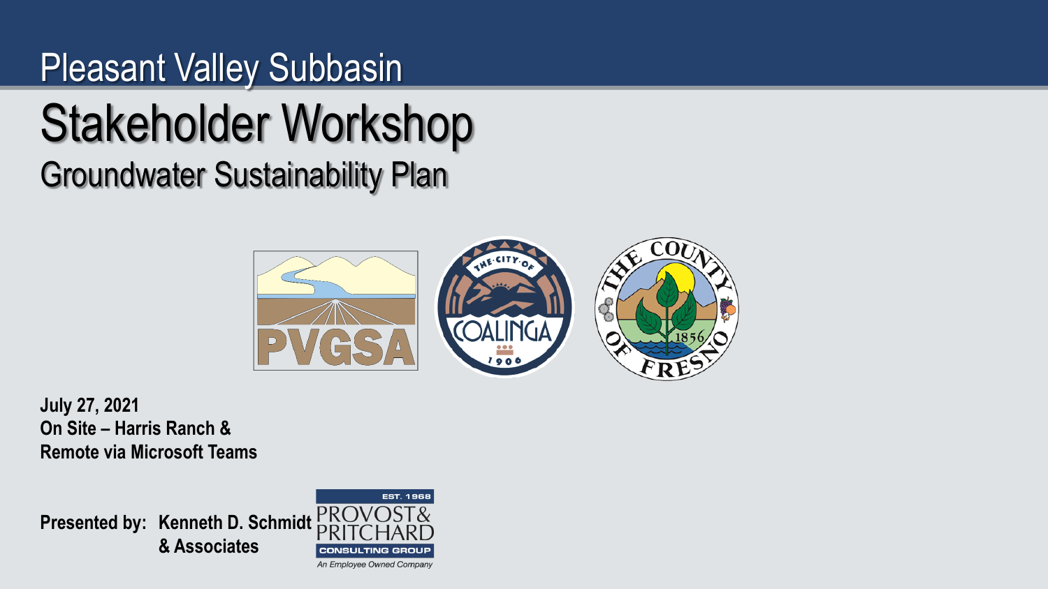# Pleasant Valley Subbasin

# Stakeholder Workshop

## Groundwater Sustainability Plan

**July 27, 2021**
**On Site – Harris Ranch &**
**Remote via Microsoft Teams**

**Presented by: Kenneth D. Schmidt & Associates**

EST. 1968
PROVOST & PRITCHARD
CONSULTING GROUP
*An Employee Owned Company*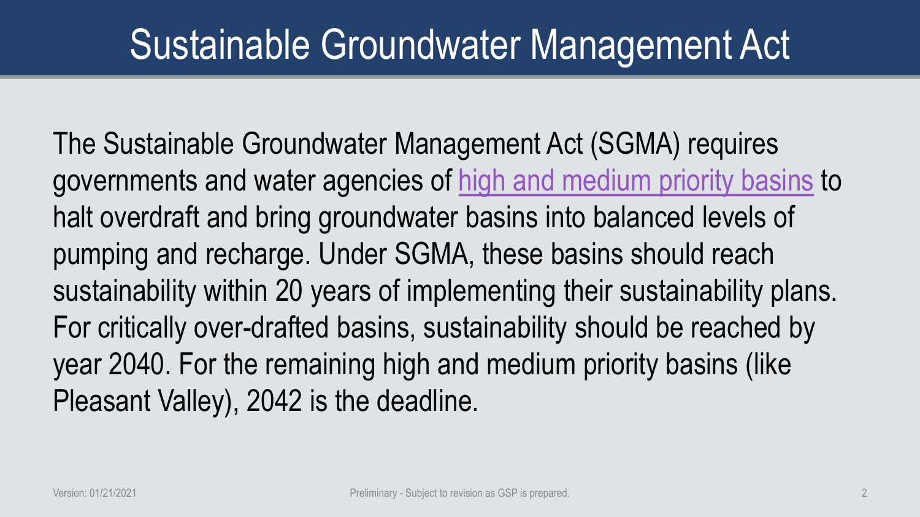# Sustainable Groundwater Management Act

The Sustainable Groundwater Management Act (SGMA) requires governments and water agencies of high and medium priority basins to halt overdraft and bring groundwater basins into balanced levels of pumping and recharge. Under SGMA, these basins should reach sustainability within 20 years of implementing their sustainability plans. For critically over-drafted basins, sustainability should be reached by year 2040. For the remaining high and medium priority basins (like Pleasant Valley), 2042 is the deadline.

Version: 01/21/2021

Preliminary - Subject to revision as GSP is prepared.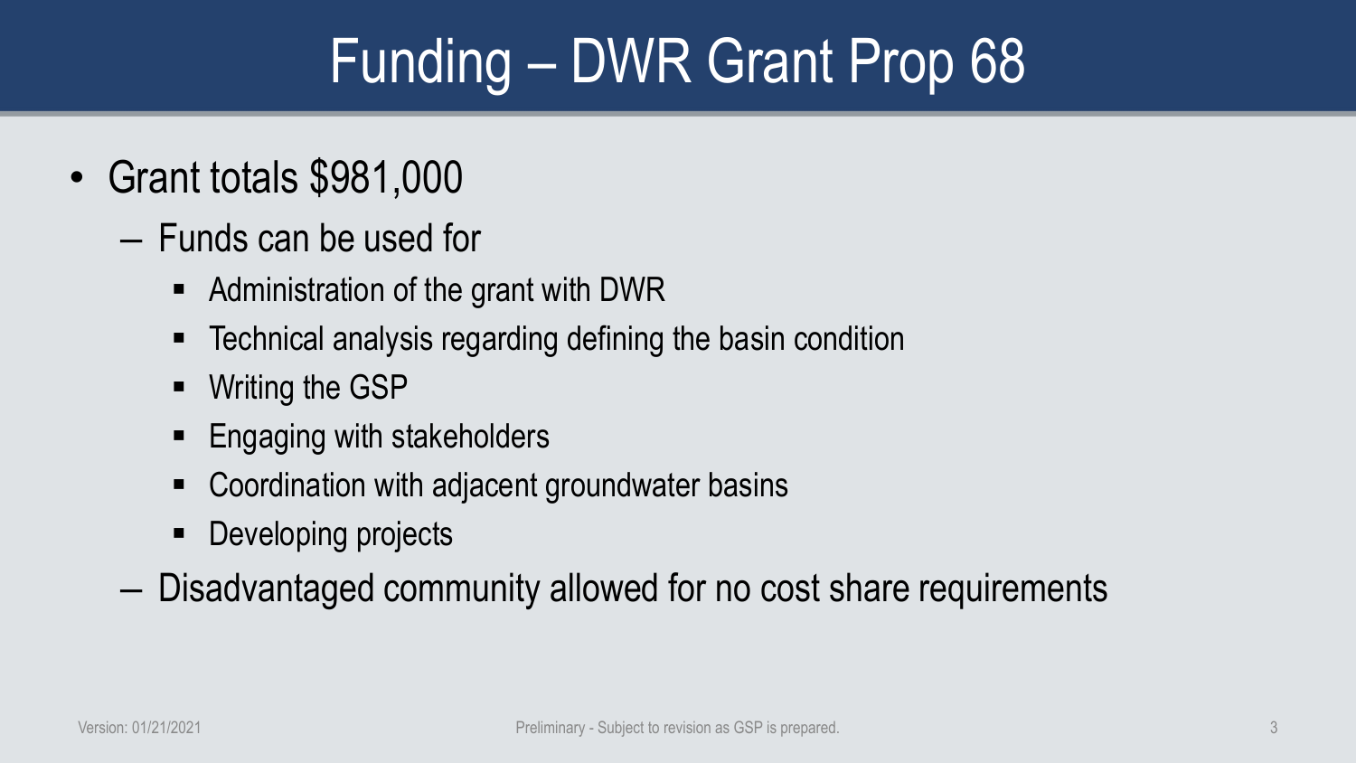# Funding – DWR Grant Prop 68

- Grant totals $981,000
  - Funds can be used for
    - Administration of the grant with DWR
    - Technical analysis regarding defining the basin condition
    - Writing the GSP
    - Engaging with stakeholders
    - Coordination with adjacent groundwater basins
    - Developing projects
  - Disadvantaged community allowed for no cost share requirements

Version: 01/21/2021

Preliminary - Subject to revision as GSP is prepared.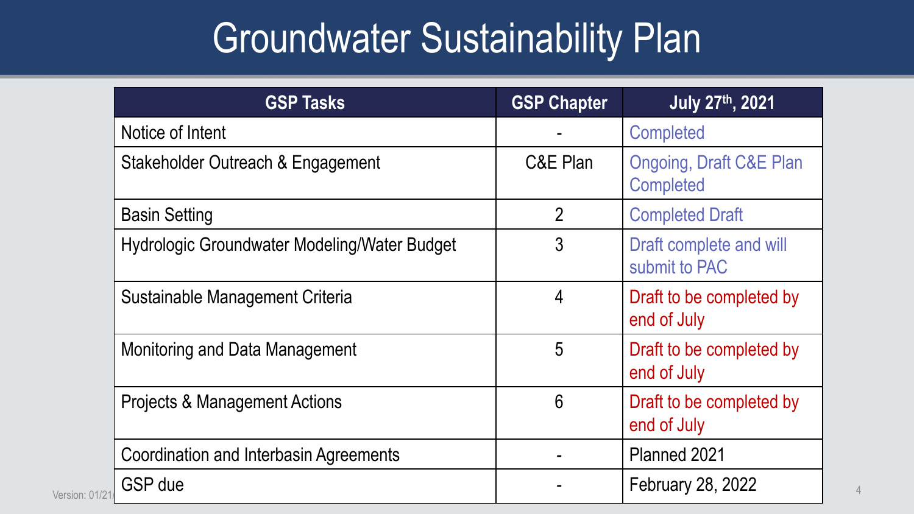# Groundwater Sustainability Plan

| GSP Tasks | GSP Chapter | July 27th, 2021 |
|---|---|---|
| Notice of Intent | - | Completed |
| Stakeholder Outreach & Engagement | C&E Plan | Ongoing, Draft C&E Plan Completed |
| Basin Setting | 2 | Completed Draft |
| Hydrologic Groundwater Modeling/Water Budget | 3 | Draft complete and will submit to PAC |
| Sustainable Management Criteria | 4 | Draft to be completed by end of July |
| Monitoring and Data Management | 5 | Draft to be completed by end of July |
| Projects & Management Actions | 6 | Draft to be completed by end of July |
| Coordination and Interbasin Agreements | - | Planned 2021 |
| GSP due | - | February 28, 2022 |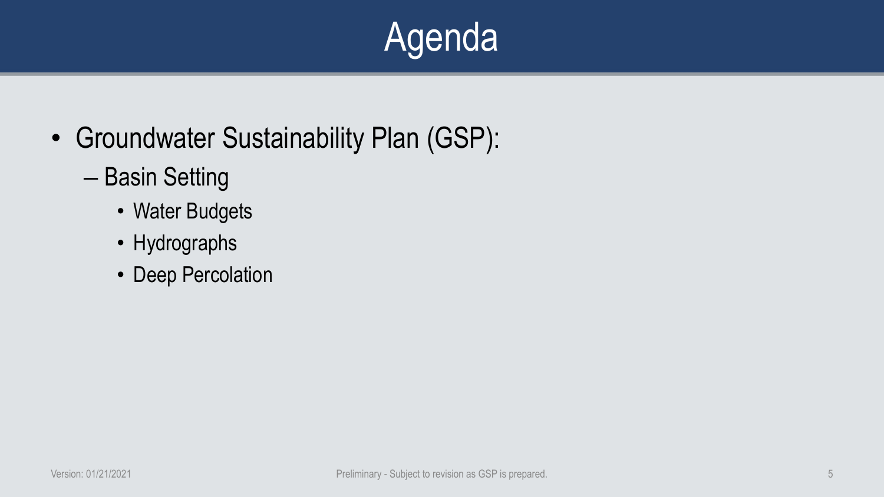# Agenda

- Groundwater Sustainability Plan (GSP):
  - Basin Setting
    - Water Budgets
    - Hydrographs
    - Deep Percolation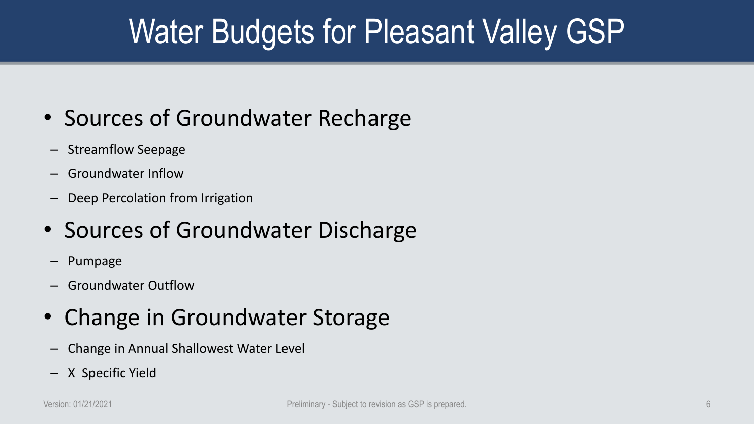# Water Budgets for Pleasant Valley GSP

- Sources of Groundwater Recharge
  - Streamflow Seepage
  - Groundwater Inflow
  - Deep Percolation from Irrigation
- Sources of Groundwater Discharge
  - Pumpage
  - Groundwater Outflow
- Change in Groundwater Storage
  - Change in Annual Shallowest Water Level
  - X Specific Yield

Version: 01/21/2021

Preliminary - Subject to revision as GSP is prepared.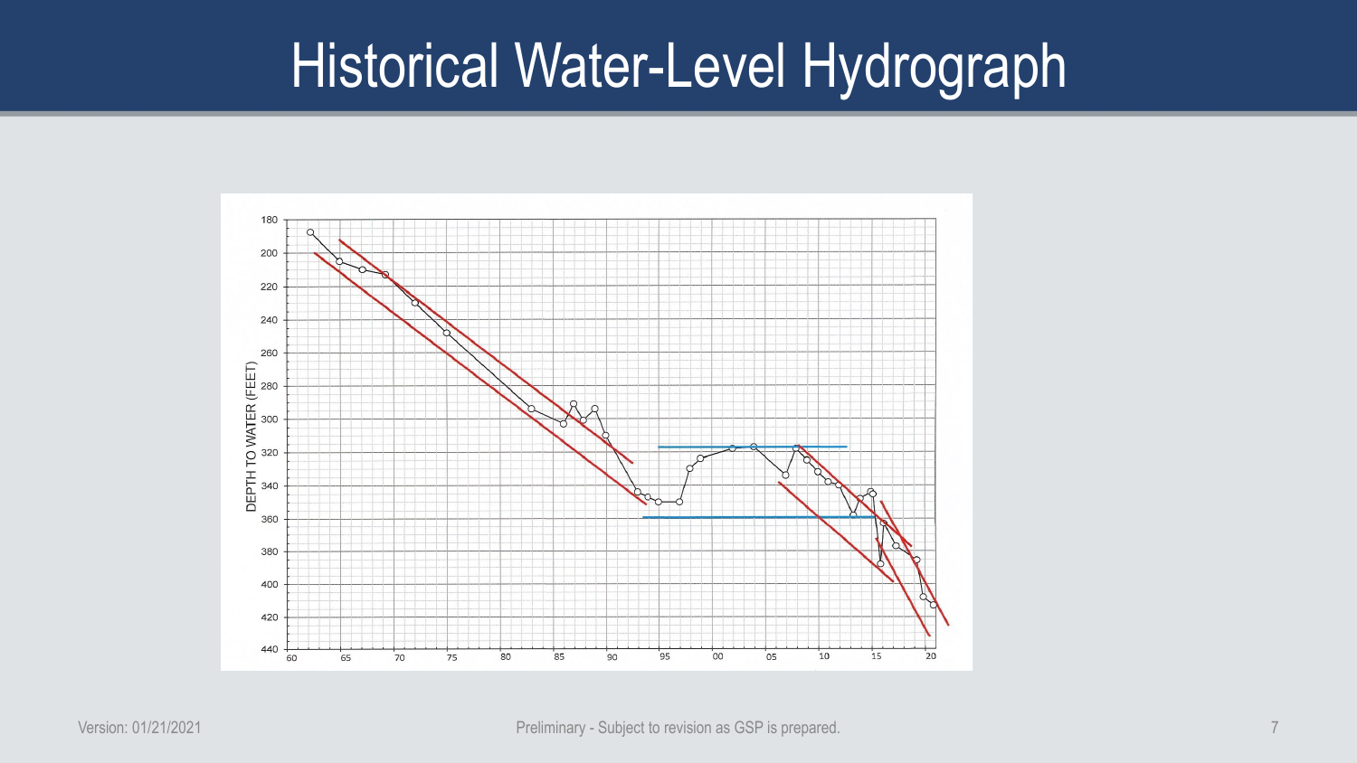# Historical Water-Level Hydrograph

Version: 01/21/2021

Preliminary - Subject to revision as GSP is prepared.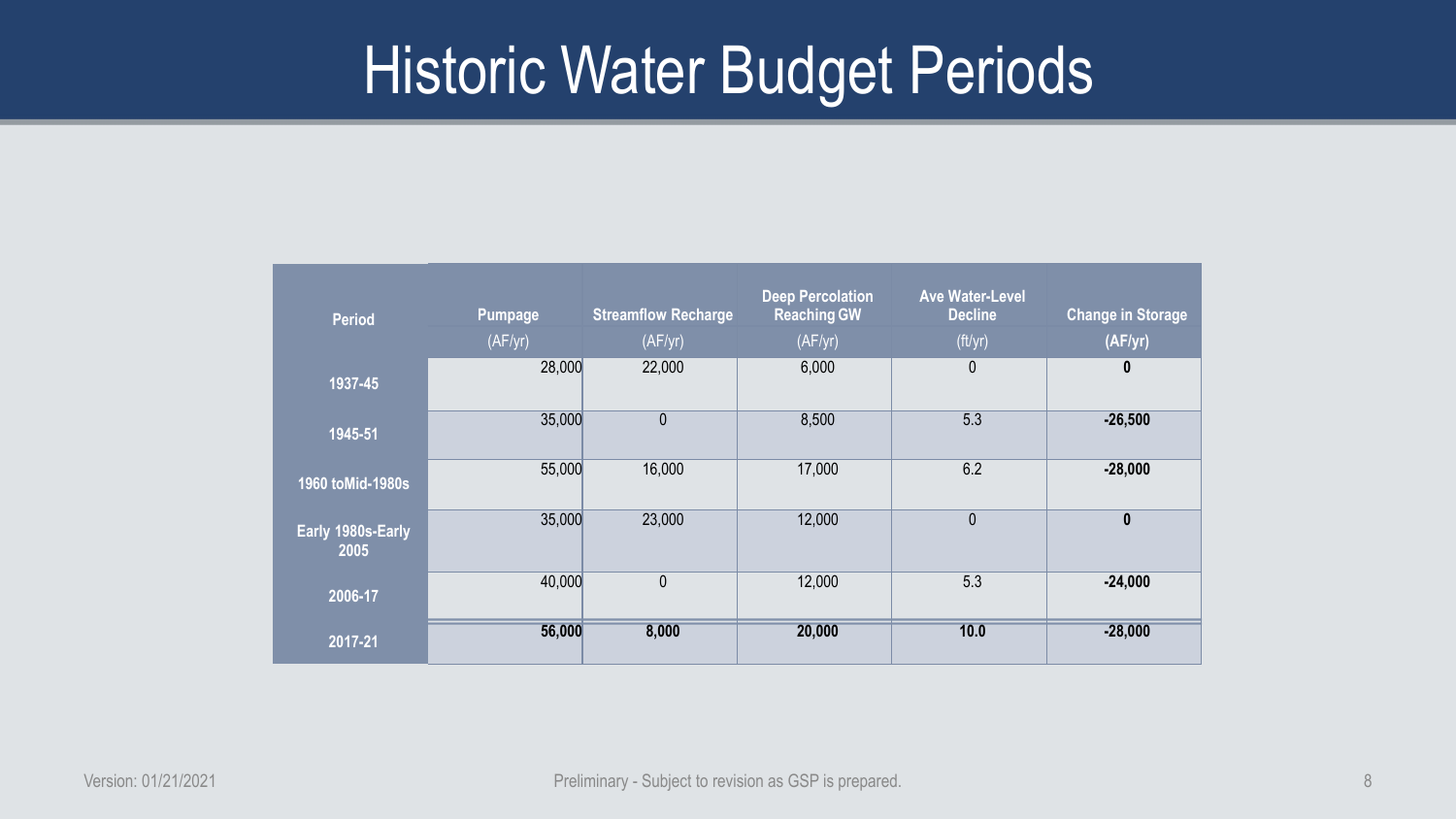# Historic Water Budget Periods

| Period | Pumpage (AF/yr) | Streamflow Recharge (AF/yr) | Deep Percolation Reaching GW (AF/yr) | Ave Water-Level Decline (ft/yr) | Change in Storage **(AF/yr)** |
|---|---|---|---|---|---|
| **1937-45** | 28,000 | 22,000 | 6,000 | 0 | **0** |
| **1945-51** | 35,000 | 0 | 8,500 | 5.3 | **-26,500** |
| **1960 toMid-1980s** | 55,000 | 16,000 | 17,000 | 6.2 | **-28,000** |
| **Early 1980s-Early 2005** | 35,000 | 23,000 | 12,000 | 0 | **0** |
| **2006-17** | 40,000 | 0 | 12,000 | 5.3 | **-24,000** |
| **2017-21** | **56,000** | **8,000** | **20,000** | **10.0** | **-28,000** |

Version: 01/21/2021

Preliminary - Subject to revision as GSP is prepared.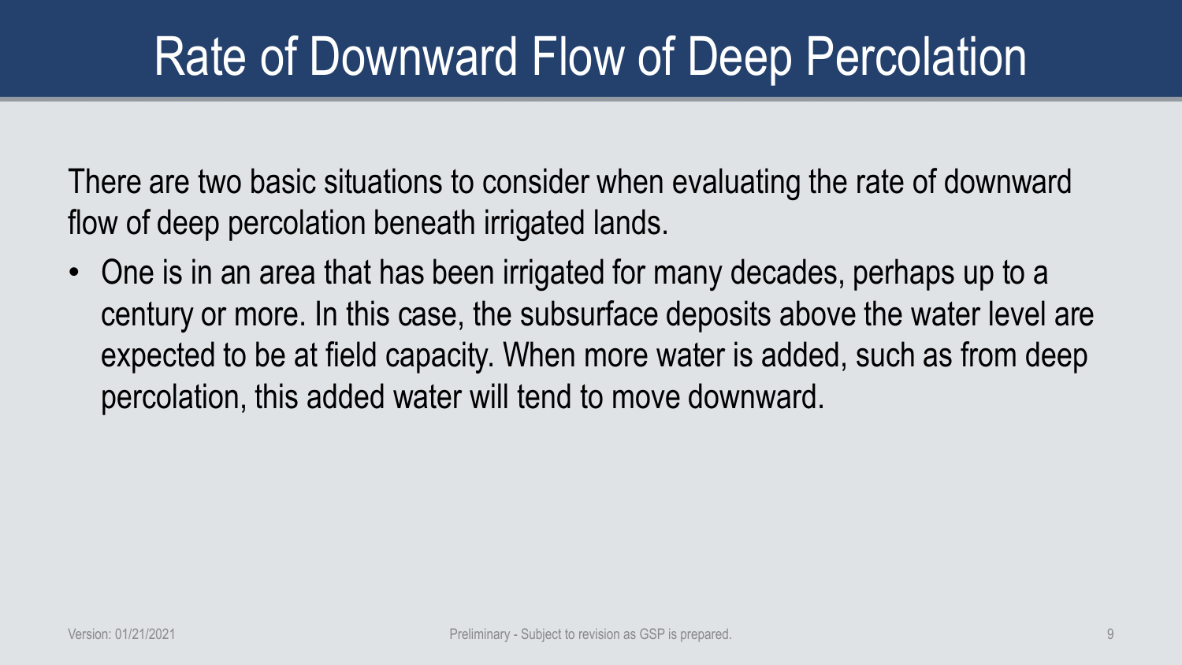# Rate of Downward Flow of Deep Percolation

There are two basic situations to consider when evaluating the rate of downward flow of deep percolation beneath irrigated lands.

- One is in an area that has been irrigated for many decades, perhaps up to a century or more. In this case, the subsurface deposits above the water level are expected to be at field capacity. When more water is added, such as from deep percolation, this added water will tend to move downward.

Version: 01/21/2021

Preliminary - Subject to revision as GSP is prepared.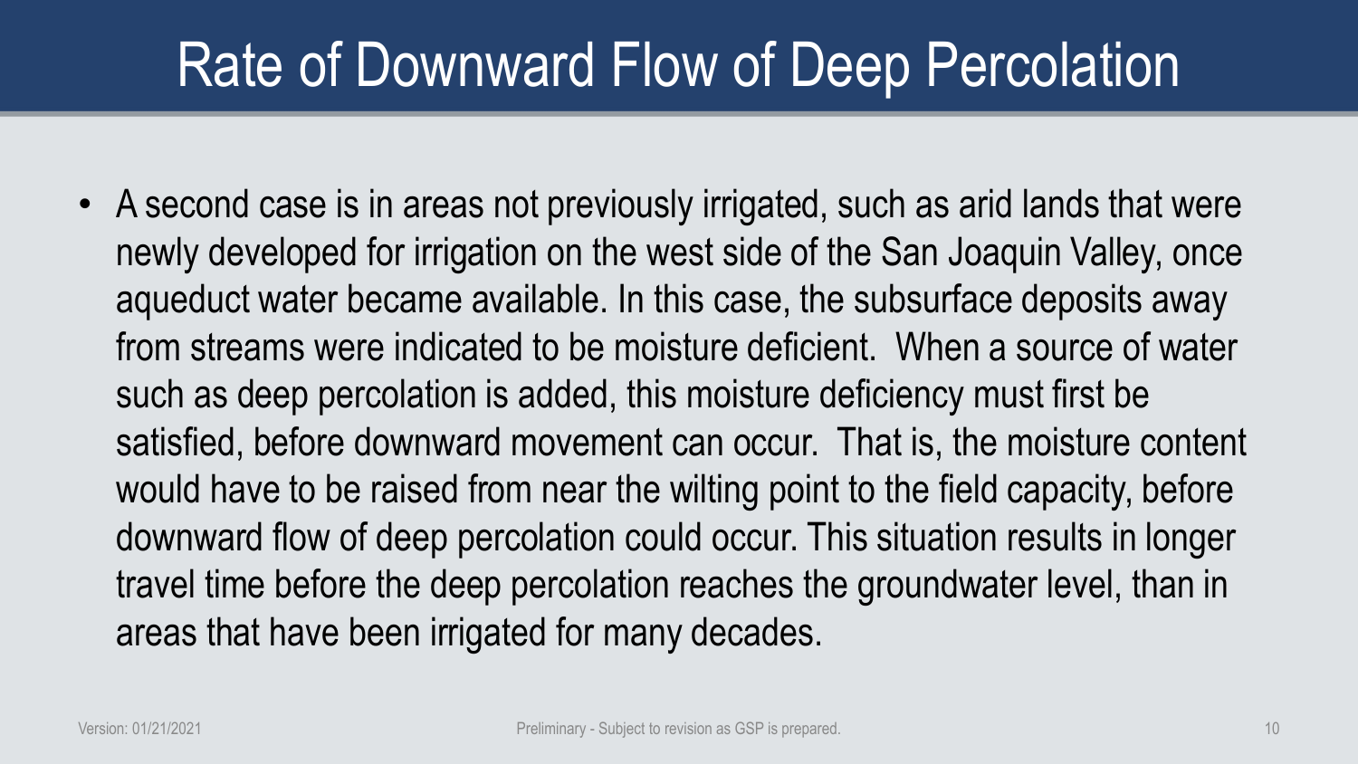# Rate of Downward Flow of Deep Percolation

- A second case is in areas not previously irrigated, such as arid lands that were newly developed for irrigation on the west side of the San Joaquin Valley, once aqueduct water became available. In this case, the subsurface deposits away from streams were indicated to be moisture deficient. When a source of water such as deep percolation is added, this moisture deficiency must first be satisfied, before downward movement can occur. That is, the moisture content would have to be raised from near the wilting point to the field capacity, before downward flow of deep percolation could occur. This situation results in longer travel time before the deep percolation reaches the groundwater level, than in areas that have been irrigated for many decades.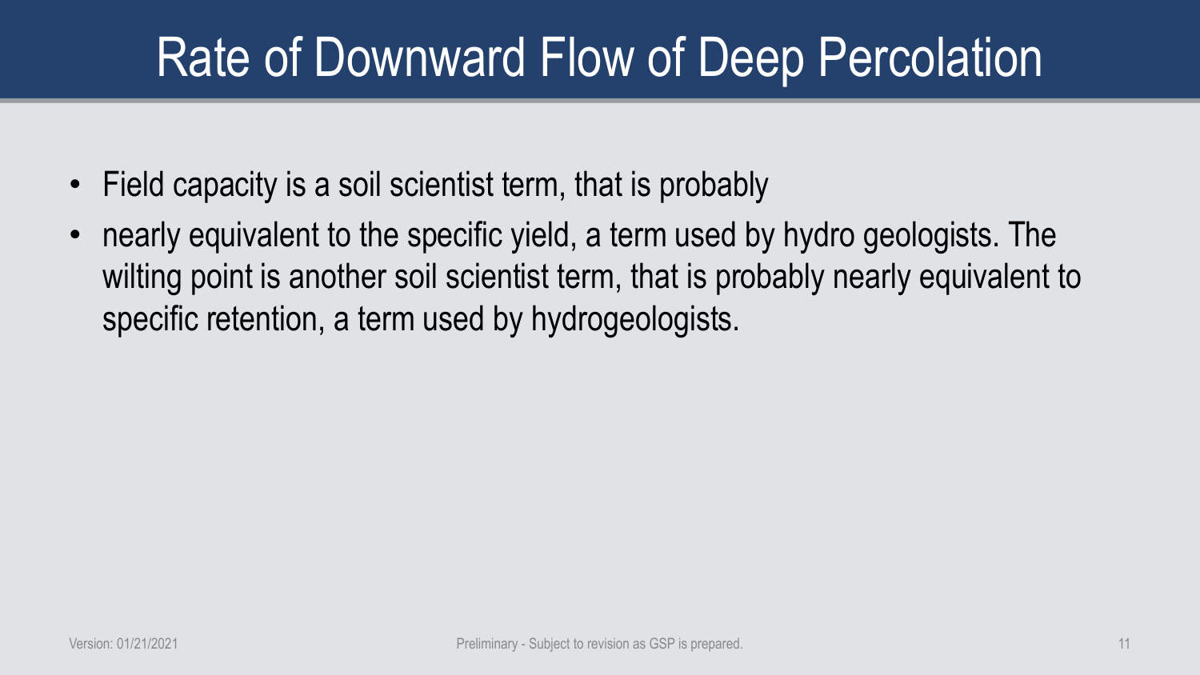# Rate of Downward Flow of Deep Percolation

- Field capacity is a soil scientist term, that is probably
- nearly equivalent to the specific yield, a term used by hydro geologists. The wilting point is another soil scientist term, that is probably nearly equivalent to specific retention, a term used by hydrogeologists.

Version: 01/21/2021

Preliminary - Subject to revision as GSP is prepared.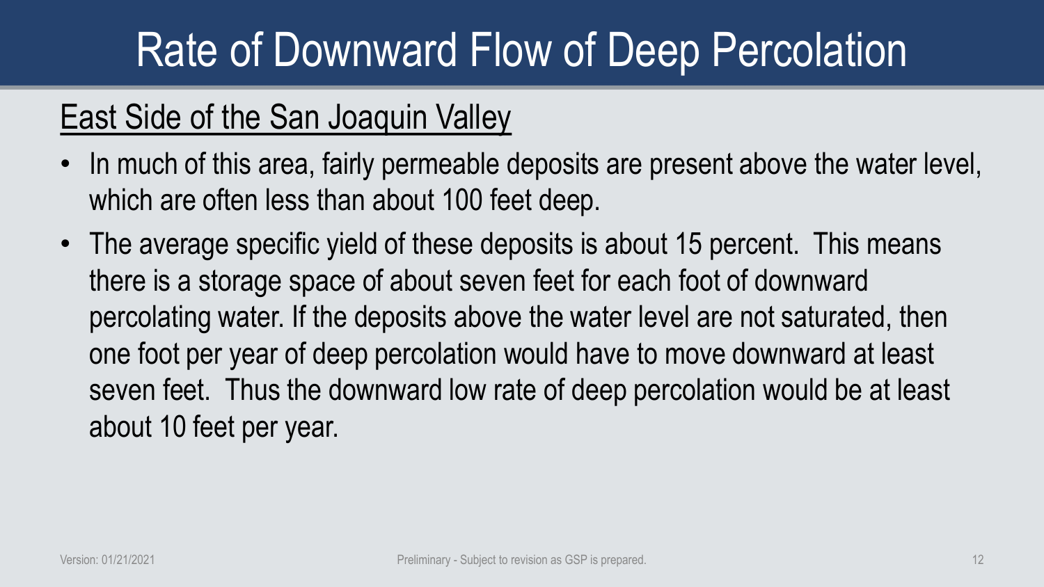# Rate of Downward Flow of Deep Percolation

## East Side of the San Joaquin Valley

- In much of this area, fairly permeable deposits are present above the water level, which are often less than about 100 feet deep.
- The average specific yield of these deposits is about 15 percent. This means there is a storage space of about seven feet for each foot of downward percolating water. If the deposits above the water level are not saturated, then one foot per year of deep percolation would have to move downward at least seven feet. Thus the downward low rate of deep percolation would be at least about 10 feet per year.

Version: 01/21/2021

Preliminary - Subject to revision as GSP is prepared.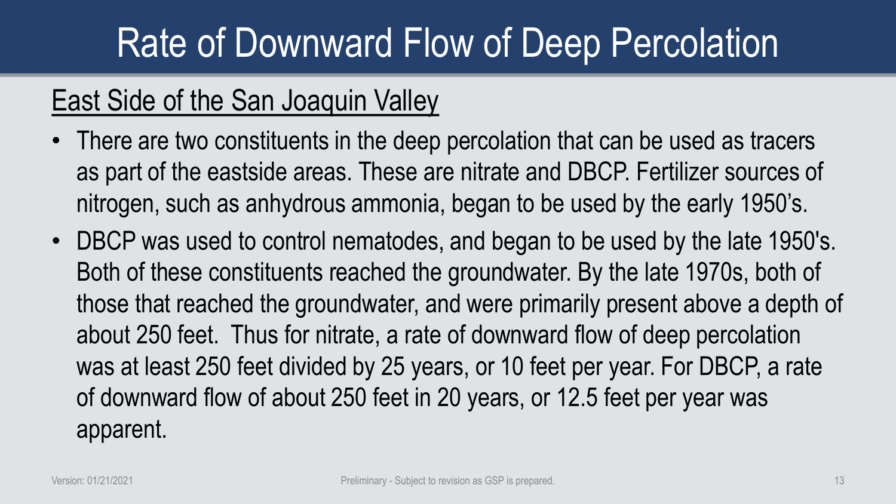# Rate of Downward Flow of Deep Percolation

## East Side of the San Joaquin Valley

- There are two constituents in the deep percolation that can be used as tracers as part of the eastside areas. These are nitrate and DBCP. Fertilizer sources of nitrogen, such as anhydrous ammonia, began to be used by the early 1950's.
- DBCP was used to control nematodes, and began to be used by the late 1950's. Both of these constituents reached the groundwater. By the late 1970s, both of those that reached the groundwater, and were primarily present above a depth of about 250 feet. Thus for nitrate, a rate of downward flow of deep percolation was at least 250 feet divided by 25 years, or 10 feet per year. For DBCP, a rate of downward flow of about 250 feet in 20 years, or 12.5 feet per year was apparent.

Version: 01/21/2021

Preliminary - Subject to revision as GSP is prepared.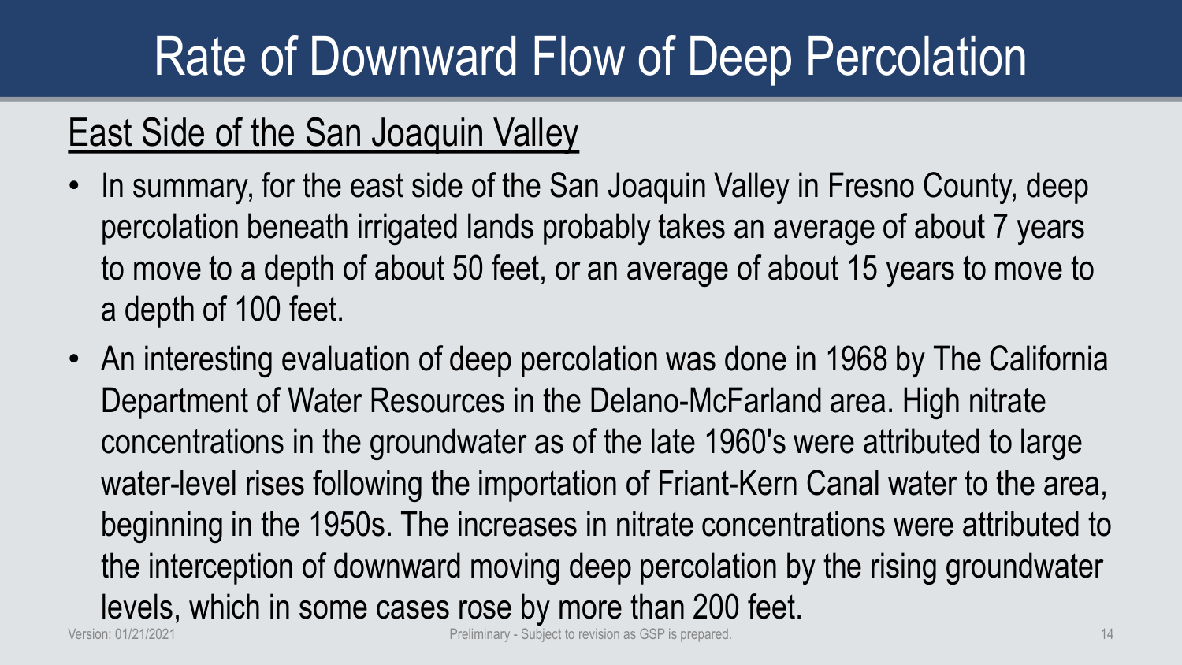# Rate of Downward Flow of Deep Percolation

## East Side of the San Joaquin Valley

- In summary, for the east side of the San Joaquin Valley in Fresno County, deep percolation beneath irrigated lands probably takes an average of about 7 years to move to a depth of about 50 feet, or an average of about 15 years to move to a depth of 100 feet.
- An interesting evaluation of deep percolation was done in 1968 by The California Department of Water Resources in the Delano-McFarland area. High nitrate concentrations in the groundwater as of the late 1960's were attributed to large water-level rises following the importation of Friant-Kern Canal water to the area, beginning in the 1950s. The increases in nitrate concentrations were attributed to the interception of downward moving deep percolation by the rising groundwater levels, which in some cases rose by more than 200 feet.

Version: 01/21/2021

Preliminary - Subject to revision as GSP is prepared.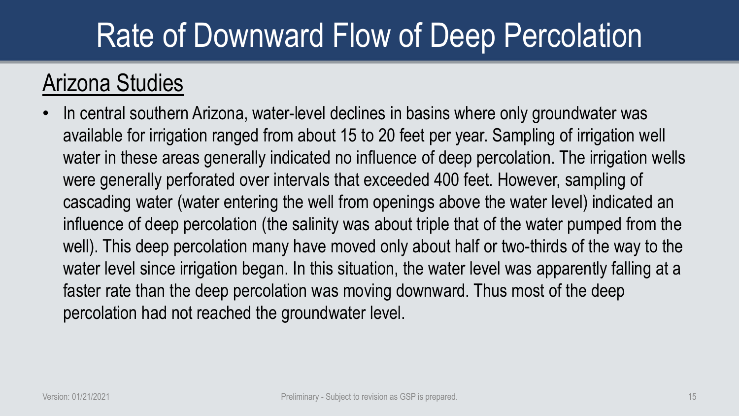# Rate of Downward Flow of Deep Percolation

## Arizona Studies

- In central southern Arizona, water-level declines in basins where only groundwater was available for irrigation ranged from about 15 to 20 feet per year. Sampling of irrigation well water in these areas generally indicated no influence of deep percolation. The irrigation wells were generally perforated over intervals that exceeded 400 feet. However, sampling of cascading water (water entering the well from openings above the water level) indicated an influence of deep percolation (the salinity was about triple that of the water pumped from the well). This deep percolation many have moved only about half or two-thirds of the way to the water level since irrigation began. In this situation, the water level was apparently falling at a faster rate than the deep percolation was moving downward. Thus most of the deep percolation had not reached the groundwater level.

Version: 01/21/2021

Preliminary - Subject to revision as GSP is prepared.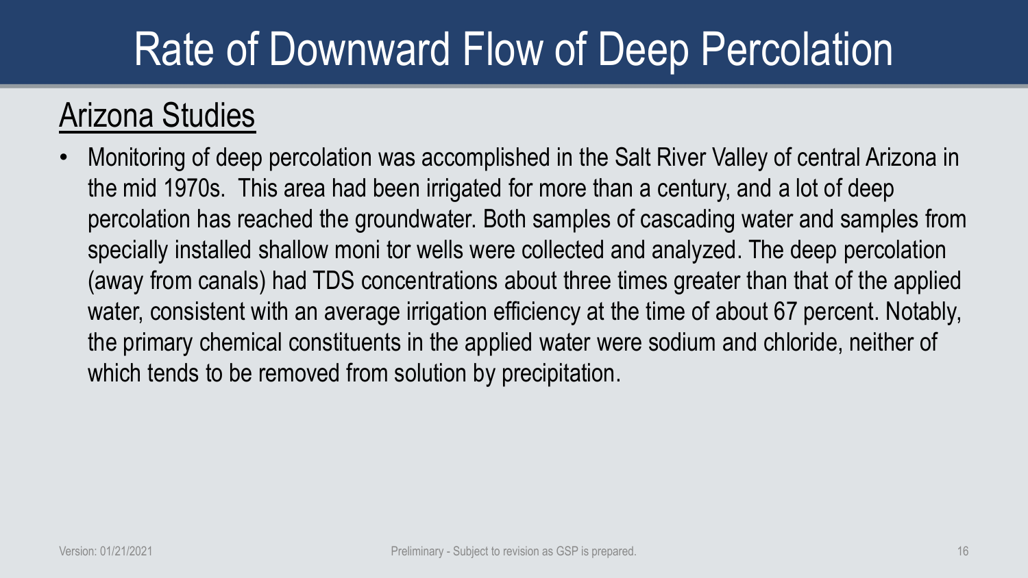# Rate of Downward Flow of Deep Percolation

## Arizona Studies

- Monitoring of deep percolation was accomplished in the Salt River Valley of central Arizona in the mid 1970s. This area had been irrigated for more than a century, and a lot of deep percolation has reached the groundwater. Both samples of cascading water and samples from specially installed shallow moni tor wells were collected and analyzed. The deep percolation (away from canals) had TDS concentrations about three times greater than that of the applied water, consistent with an average irrigation efficiency at the time of about 67 percent. Notably, the primary chemical constituents in the applied water were sodium and chloride, neither of which tends to be removed from solution by precipitation.

Version: 01/21/2021

Preliminary - Subject to revision as GSP is prepared.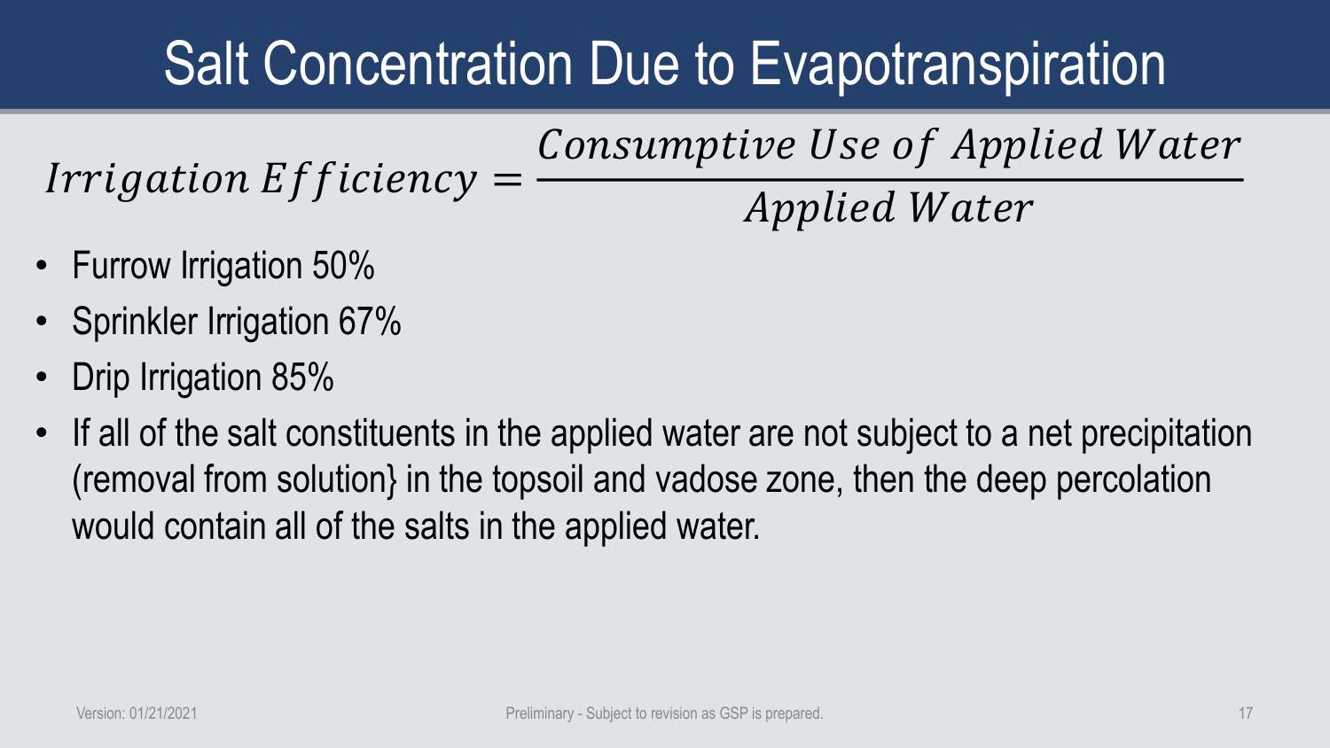# Salt Concentration Due to Evapotranspiration

$$Irrigation\ Efficiency = \frac{Consumptive\ Use\ of\ Applied\ Water}{Applied\ Water}$$

- Furrow Irrigation 50%
- Sprinkler Irrigation 67%
- Drip Irrigation 85%
- If all of the salt constituents in the applied water are not subject to a net precipitation (removal from solution} in the topsoil and vadose zone, then the deep percolation would contain all of the salts in the applied water.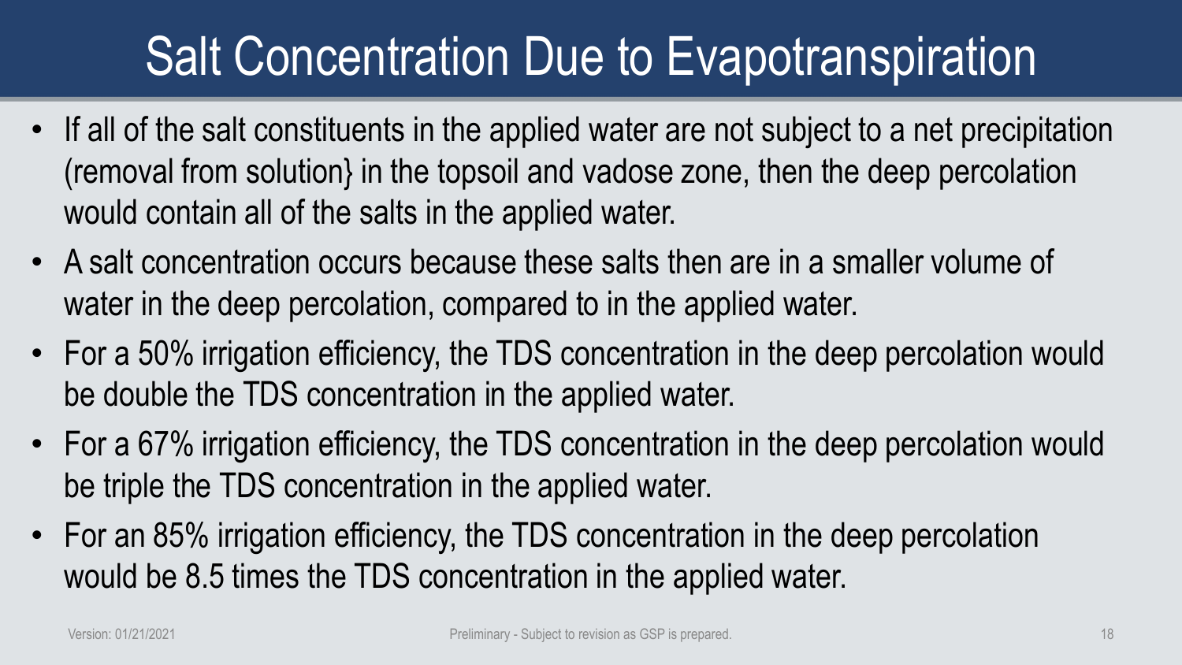# Salt Concentration Due to Evapotranspiration

- If all of the salt constituents in the applied water are not subject to a net precipitation (removal from solution} in the topsoil and vadose zone, then the deep percolation would contain all of the salts in the applied water.
- A salt concentration occurs because these salts then are in a smaller volume of water in the deep percolation, compared to in the applied water.
- For a 50% irrigation efficiency, the TDS concentration in the deep percolation would be double the TDS concentration in the applied water.
- For a 67% irrigation efficiency, the TDS concentration in the deep percolation would be triple the TDS concentration in the applied water.
- For an 85% irrigation efficiency, the TDS concentration in the deep percolation would be 8.5 times the TDS concentration in the applied water.

Version: 01/21/2021

Preliminary - Subject to revision as GSP is prepared.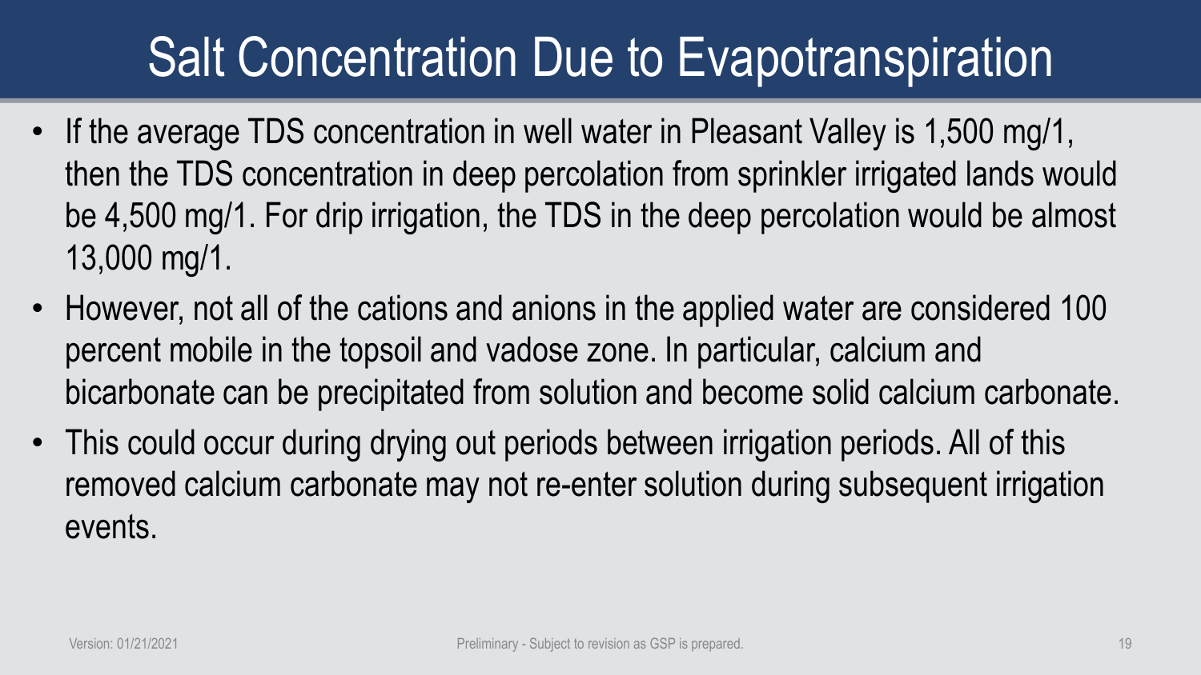# Salt Concentration Due to Evapotranspiration

- If the average TDS concentration in well water in Pleasant Valley is 1,500 mg/1, then the TDS concentration in deep percolation from sprinkler irrigated lands would be 4,500 mg/1. For drip irrigation, the TDS in the deep percolation would be almost 13,000 mg/1.
- However, not all of the cations and anions in the applied water are considered 100 percent mobile in the topsoil and vadose zone. In particular, calcium and bicarbonate can be precipitated from solution and become solid calcium carbonate.
- This could occur during drying out periods between irrigation periods. All of this removed calcium carbonate may not re-enter solution during subsequent irrigation events.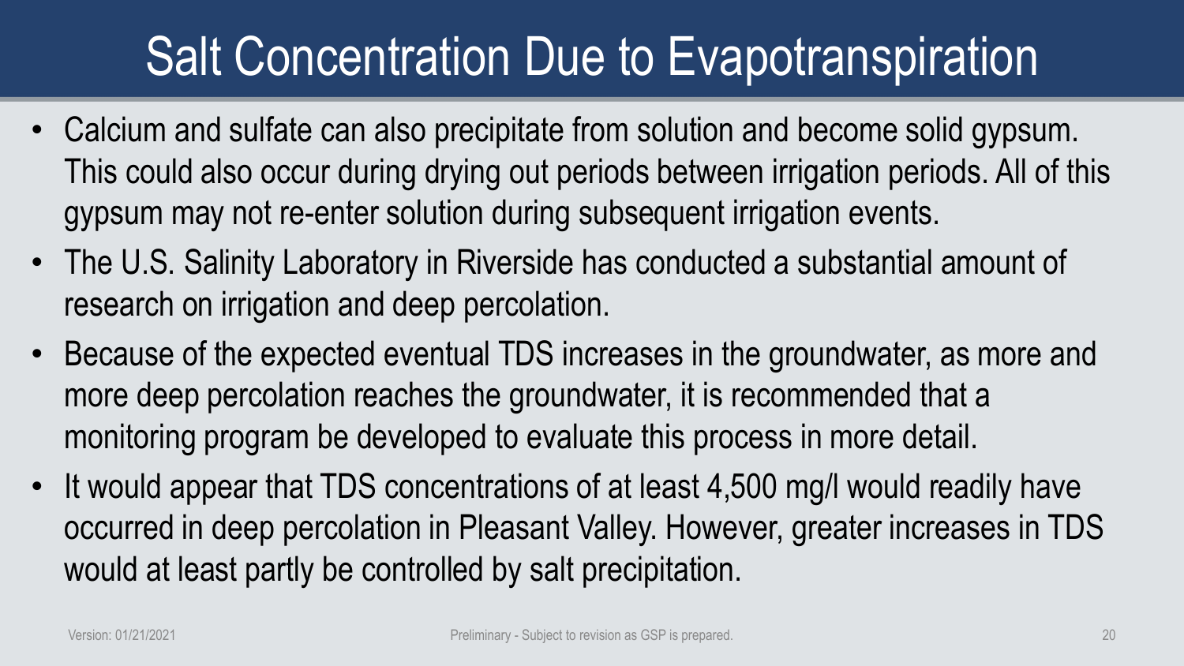# Salt Concentration Due to Evapotranspiration

- Calcium and sulfate can also precipitate from solution and become solid gypsum. This could also occur during drying out periods between irrigation periods. All of this gypsum may not re-enter solution during subsequent irrigation events.
- The U.S. Salinity Laboratory in Riverside has conducted a substantial amount of research on irrigation and deep percolation.
- Because of the expected eventual TDS increases in the groundwater, as more and more deep percolation reaches the groundwater, it is recommended that a monitoring program be developed to evaluate this process in more detail.
- It would appear that TDS concentrations of at least 4,500 mg/l would readily have occurred in deep percolation in Pleasant Valley. However, greater increases in TDS would at least partly be controlled by salt precipitation.

Version: 01/21/2021

Preliminary - Subject to revision as GSP is prepared.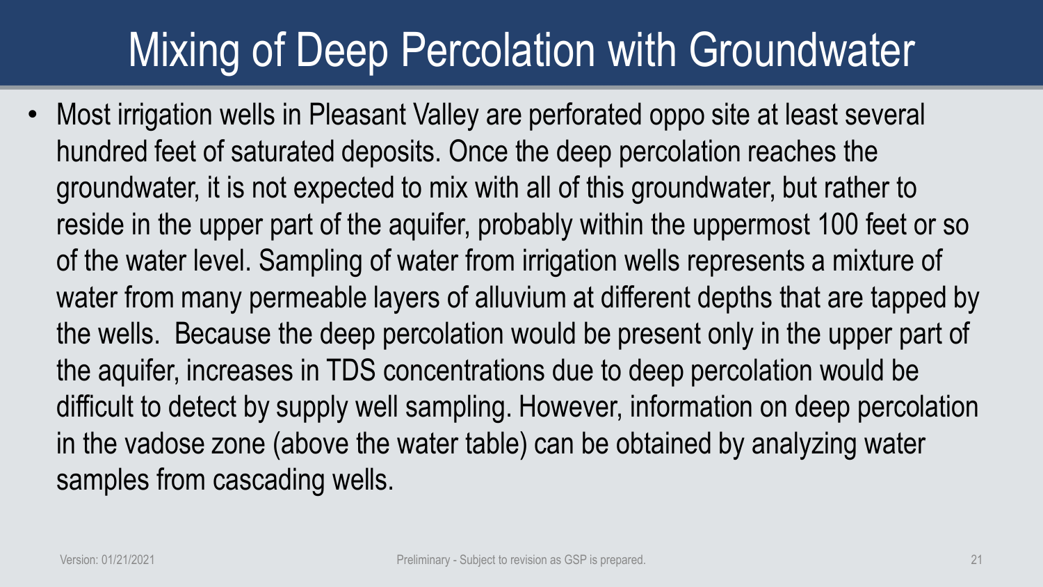# Mixing of Deep Percolation with Groundwater

- Most irrigation wells in Pleasant Valley are perforated oppo site at least several hundred feet of saturated deposits. Once the deep percolation reaches the groundwater, it is not expected to mix with all of this groundwater, but rather to reside in the upper part of the aquifer, probably within the uppermost 100 feet or so of the water level. Sampling of water from irrigation wells represents a mixture of water from many permeable layers of alluvium at different depths that are tapped by the wells.  Because the deep percolation would be present only in the upper part of the aquifer, increases in TDS concentrations due to deep percolation would be difficult to detect by supply well sampling. However, information on deep percolation in the vadose zone (above the water table) can be obtained by analyzing water samples from cascading wells.

Version: 01/21/2021

Preliminary - Subject to revision as GSP is prepared.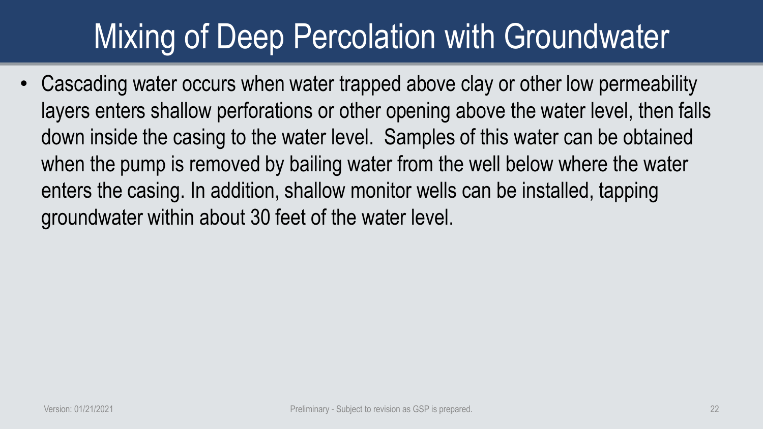# Mixing of Deep Percolation with Groundwater

- Cascading water occurs when water trapped above clay or other low permeability layers enters shallow perforations or other opening above the water level, then falls down inside the casing to the water level. Samples of this water can be obtained when the pump is removed by bailing water from the well below where the water enters the casing. In addition, shallow monitor wells can be installed, tapping groundwater within about 30 feet of the water level.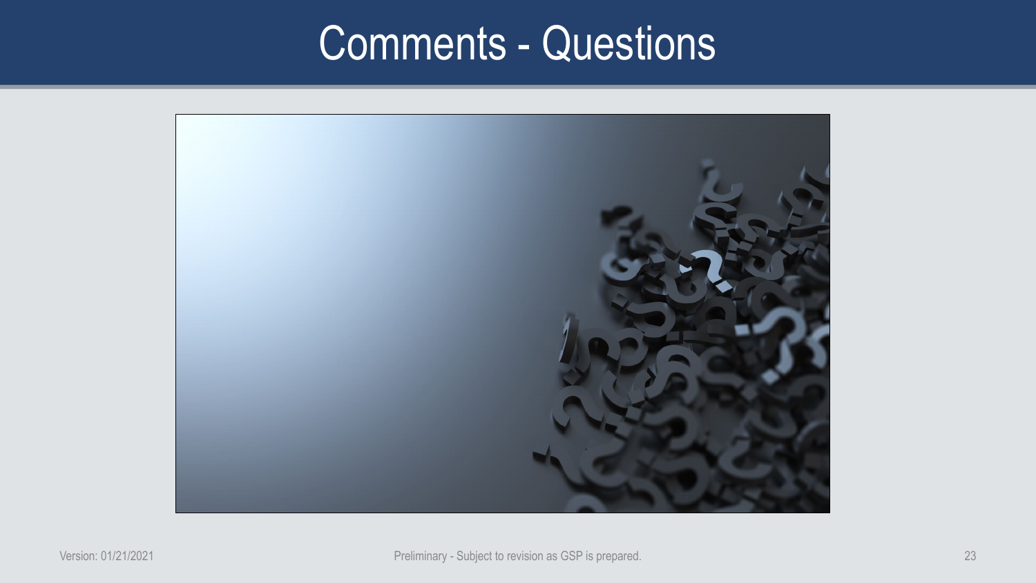# Comments - Questions